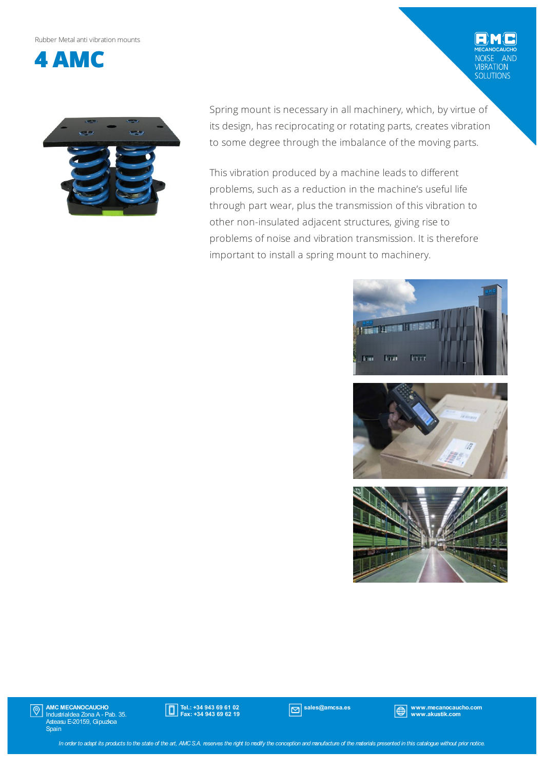Rubber Metal anti vibration mounts

# 4 AMC

Spring mount is necessary in all machinery, which, by virtue of its design, has reciprocating or rotating parts, creates vibration to some degree through the imbalance of the moving parts.

This vibration produced by a machine leads to different problems, such as a reduction in the machine's useful life through part wear, plus the transmission of this vibration to other non-insulated adjacent structures, giving rise to problems of noise and vibration transmission. It is therefore important to install a spring mount to machinery.

**AMC MECANOCAUCHO**
Industrialdea Zona A - Pab. 35.
Asteasu E-20159, Gipuzkoa
Spain

**Tel.: +34 943 69 61 02**
**Fax: +34 943 69 62 19**

**sales@amcsa.es**

**www.mecanocaucho.com**
**www.akustik.com**

*In order to adapt its products to the state of the art, AMC S.A. reserves the right to modify the conception and manufacture of the materials presented in this catalogue without prior notice.*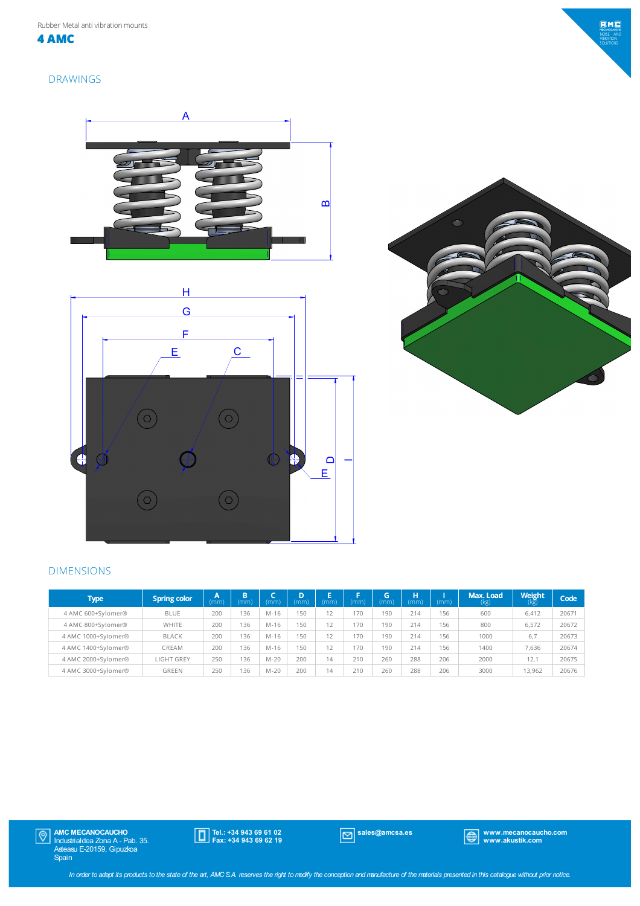Rubber Metal anti vibration mounts

# 4 AMC

## DRAWINGS

## DIMENSIONS

| Type | Spring color | A (mm) | B (mm) | C (mm) | D (mm) | E (mm) | F (mm) | G (mm) | H (mm) | I (mm) | Max. Load (kg) | Weight (kg) | Code |
|---|---|---|---|---|---|---|---|---|---|---|---|---|---|
| 4 AMC 600+Sylomer® | BLUE | 200 | 136 | M-16 | 150 | 12 | 170 | 190 | 214 | 156 | 600 | 6,412 | 20671 |
| 4 AMC 800+Sylomer® | WHITE | 200 | 136 | M-16 | 150 | 12 | 170 | 190 | 214 | 156 | 800 | 6,572 | 20672 |
| 4 AMC 1000+Sylomer® | BLACK | 200 | 136 | M-16 | 150 | 12 | 170 | 190 | 214 | 156 | 1000 | 6,7 | 20673 |
| 4 AMC 1400+Sylomer® | CREAM | 200 | 136 | M-16 | 150 | 12 | 170 | 190 | 214 | 156 | 1400 | 7,636 | 20674 |
| 4 AMC 2000+Sylomer® | LIGHT GREY | 250 | 136 | M-20 | 200 | 14 | 210 | 260 | 288 | 206 | 2000 | 12,1 | 20675 |
| 4 AMC 3000+Sylomer® | GREEN | 250 | 136 | M-20 | 200 | 14 | 210 | 260 | 288 | 206 | 3000 | 13,962 | 20676 |

**AMC MECANOCAUCHO**
Industrialdea Zona A - Pab. 35.
Asteasu E-20159, Gipuzkoa
Spain

**Tel.: +34 943 69 61 02**
**Fax: +34 943 69 62 19**

**sales@amcsa.es**

**www.mecanocaucho.com**
**www.akustik.com**

*In order to adapt its products to the state of the art, AMC S.A. reserves the right to modify the conception and manufacture of the materials presented in this catalogue without prior notice.*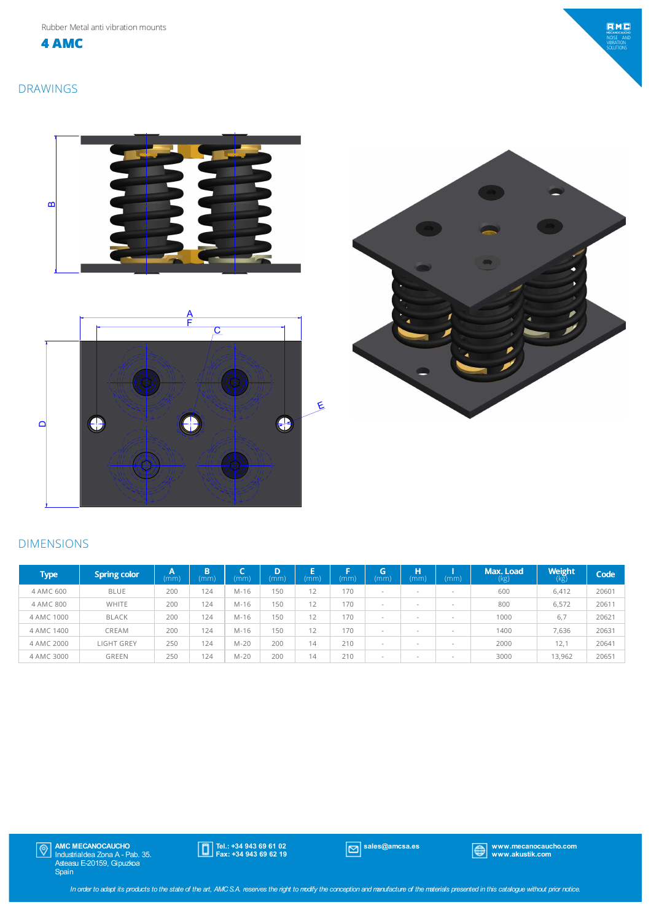Rubber Metal anti vibration mounts

# 4 AMC

## DRAWINGS

## DIMENSIONS

| Type | Spring color | A (mm) | B (mm) | C (mm) | D (mm) | E (mm) | F (mm) | G (mm) | H (mm) | I (mm) | Max. Load (kg) | Weight (kg) | Code |
|---|---|---|---|---|---|---|---|---|---|---|---|---|---|
| 4 AMC 600 | BLUE | 200 | 124 | M-16 | 150 | 12 | 170 | - | - | - | 600 | 6,412 | 20601 |
| 4 AMC 800 | WHITE | 200 | 124 | M-16 | 150 | 12 | 170 | - | - | - | 800 | 6,572 | 20611 |
| 4 AMC 1000 | BLACK | 200 | 124 | M-16 | 150 | 12 | 170 | - | - | - | 1000 | 6,7 | 20621 |
| 4 AMC 1400 | CREAM | 200 | 124 | M-16 | 150 | 12 | 170 | - | - | - | 1400 | 7,636 | 20631 |
| 4 AMC 2000 | LIGHT GREY | 250 | 124 | M-20 | 200 | 14 | 210 | - | - | - | 2000 | 12,1 | 20641 |
| 4 AMC 3000 | GREEN | 250 | 124 | M-20 | 200 | 14 | 210 | - | - | - | 3000 | 13,962 | 20651 |

**AMC MECANOCAUCHO**
Industrialdea Zona A - Pab. 35.
Asteasu E-20159, Gipuzkoa
Spain

**Tel.: +34 943 69 61 02**
**Fax: +34 943 69 62 19**

**sales@amcsa.es**

**www.mecanocaucho.com**
**www.akustik.com**

*In order to adapt its products to the state of the art, AMC S.A. reserves the right to modify the conception and manufacture of the materials presented in this catalogue without prior notice.*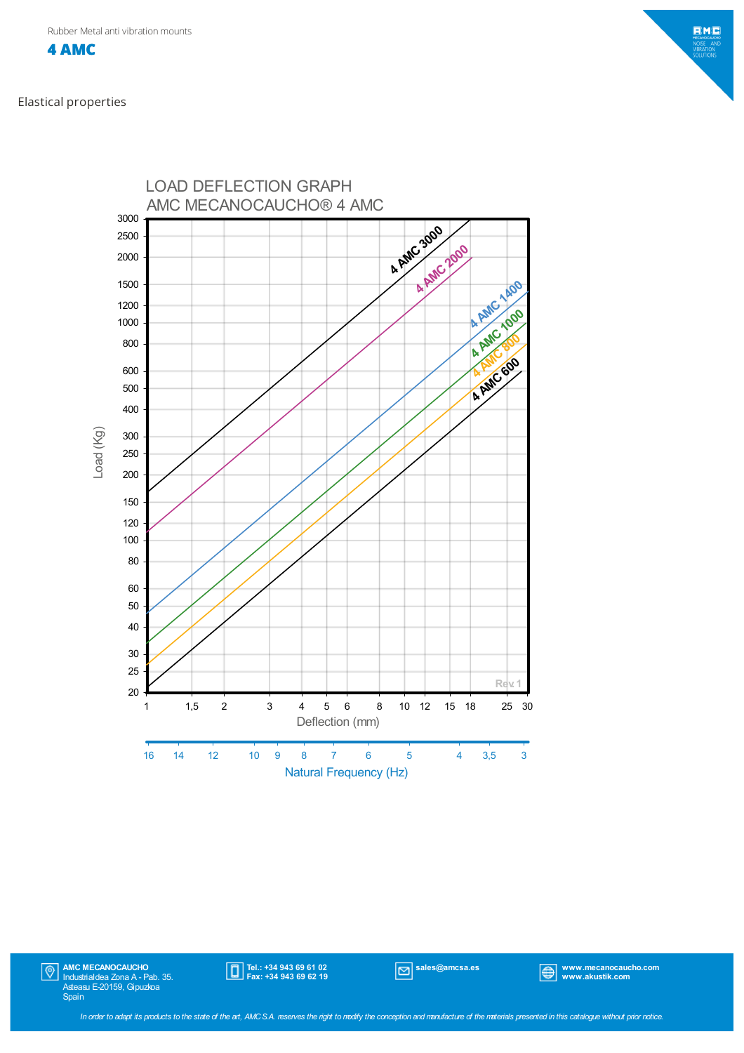Rubber Metal anti vibration mounts

# 4 AMC

## Elastical properties

LOAD DEFLECTION GRAPH
AMC MECANOCAUCHO® 4 AMC

Load (Kg)

3000
2500
2000
1500
1200
1000
800
600
500
400
300
250
200
150
120
100
80
60
50
40
30
25
20

4 AMC 3000
4 AMC 2000
4 AMC 1400
4 AMC 1000
4 AMC 800
4 AMC 600

Rev 1

1 1,5 2 3 4 5 6 8 10 12 15 18 25 30

Deflection (mm)

16 14 12 10 9 8 7 6 5 4 3,5 3

Natural Frequency (Hz)

**AMC MECANOCAUCHO**
Industrialdea Zona A - Pab. 35.
Asteasu E-20159, Gipuzkoa
Spain

**Tel.: +34 943 69 61 02**
**Fax: +34 943 69 62 19**

**sales@amcsa.es**

**www.mecanocaucho.com**
**www.akustik.com**

*In order to adapt its products to the state of the art, AMC S.A. reserves the right to modify the conception and manufacture of the materials presented in this catalogue without prior notice.*